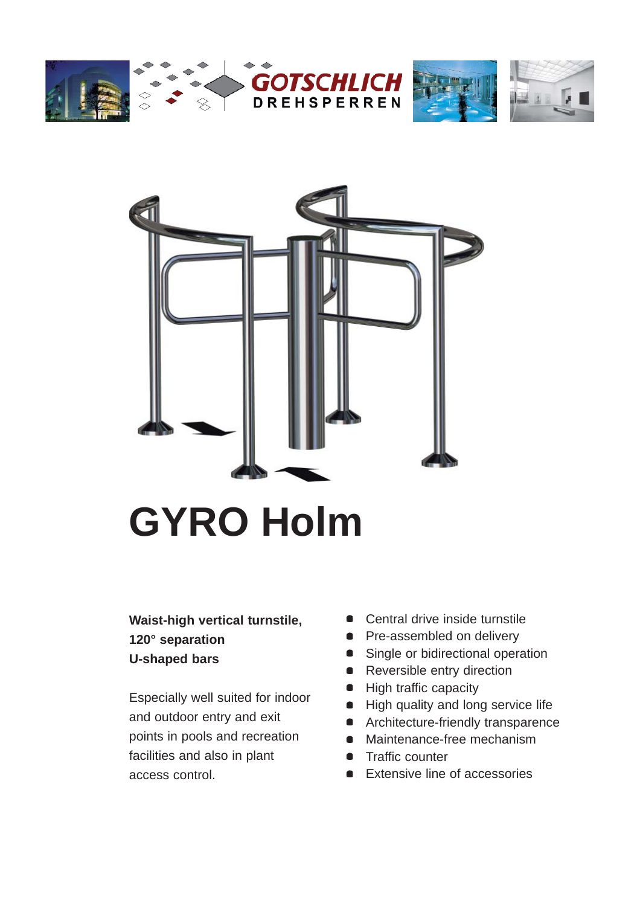GOTSCHLICH

DREHSPERREN

# GYRO Holm

**Waist-high vertical turnstile,**
**120° separation**
**U-shaped bars**

Especially well suited for indoor and outdoor entry and exit points in pools and recreation facilities and also in plant access control.

- Central drive inside turnstile
- Pre-assembled on delivery
- Single or bidirectional operation
- Reversible entry direction
- High traffic capacity
- High quality and long service life
- Architecture-friendly transparence
- Maintenance-free mechanism
- Traffic counter
- Extensive line of accessories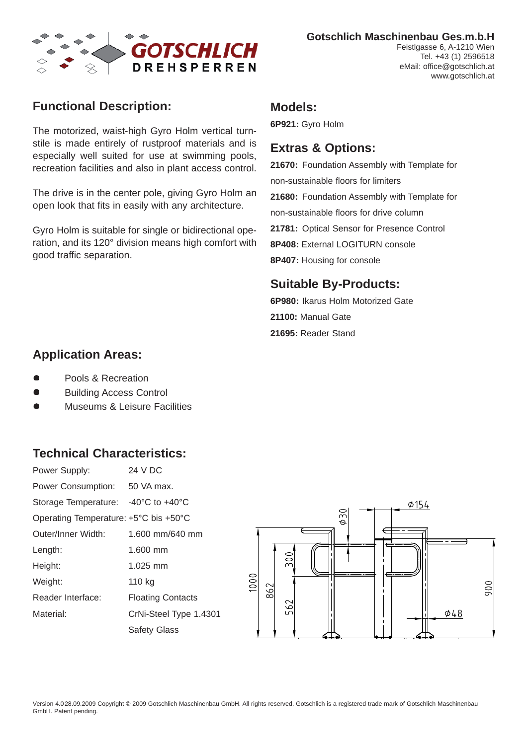GOTSCHLICH DREHSPERREN

**Gotschlich Maschinenbau Ges.m.b.H**
Feistlgasse 6, A-1210 Wien
Tel. +43 (1) 2596518
eMail: office@gotschlich.at
www.gotschlich.at

## Functional Description:

The motorized, waist-high Gyro Holm vertical turnstile is made entirely of rustproof materials and is especially well suited for use at swimming pools, recreation facilities and also in plant access control.

The drive is in the center pole, giving Gyro Holm an open look that fits in easily with any architecture.

Gyro Holm is suitable for single or bidirectional operation, and its 120° division means high comfort with good traffic separation.

## Models:

**6P921:** Gyro Holm

## Extras & Options:

**21670:** Foundation Assembly with Template for non-sustainable floors for limiters

**21680:** Foundation Assembly with Template for non-sustainable floors for drive column

**21781:** Optical Sensor for Presence Control

**8P408:** External LOGITURN console

**8P407:** Housing for console

## Suitable By-Products:

**6P980:** Ikarus Holm Motorized Gate

**21100:** Manual Gate

**21695:** Reader Stand

## Application Areas:

- Pools & Recreation
- Building Access Control
- Museums & Leisure Facilities

## Technical Characteristics:

| | |
|---|---|
| Power Supply: | 24 V DC |
| Power Consumption: | 50 VA max. |
| Storage Temperature: | -40°C to +40°C |
| Operating Temperature: | +5°C bis +50°C |
| Outer/Inner Width: | 1.600 mm/640 mm |
| Length: | 1.600 mm |
| Height: | 1.025 mm |
| Weight: | 110 kg |
| Reader Interface: | Floating Contacts |
| Material: | CrNi-Steel Type 1.4301 |
| | Safety Glass |

ϕ154
ϕ30
1000
862
300
562
900
ϕ48

Version 4.0 28.09.2009 Copyright © 2009 Gotschlich Maschinenbau GmbH. All rights reserved. Gotschlich is a registered trade mark of Gotschlich Maschinenbau GmbH. Patent pending.